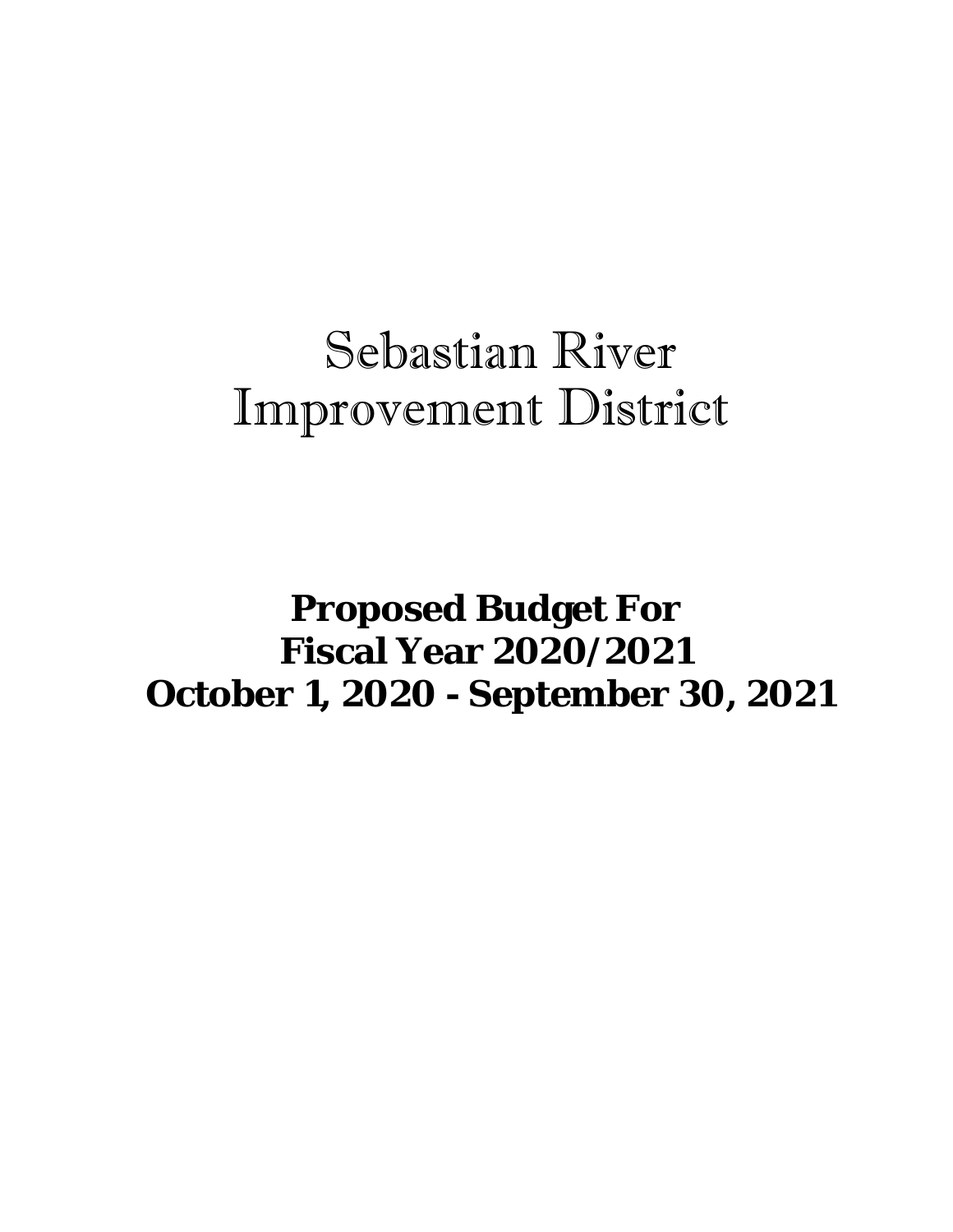# Sebastian River Improvement District

## Proposed Budget For
## Fiscal Year 2020/2021
## October 1, 2020 - September 30, 2021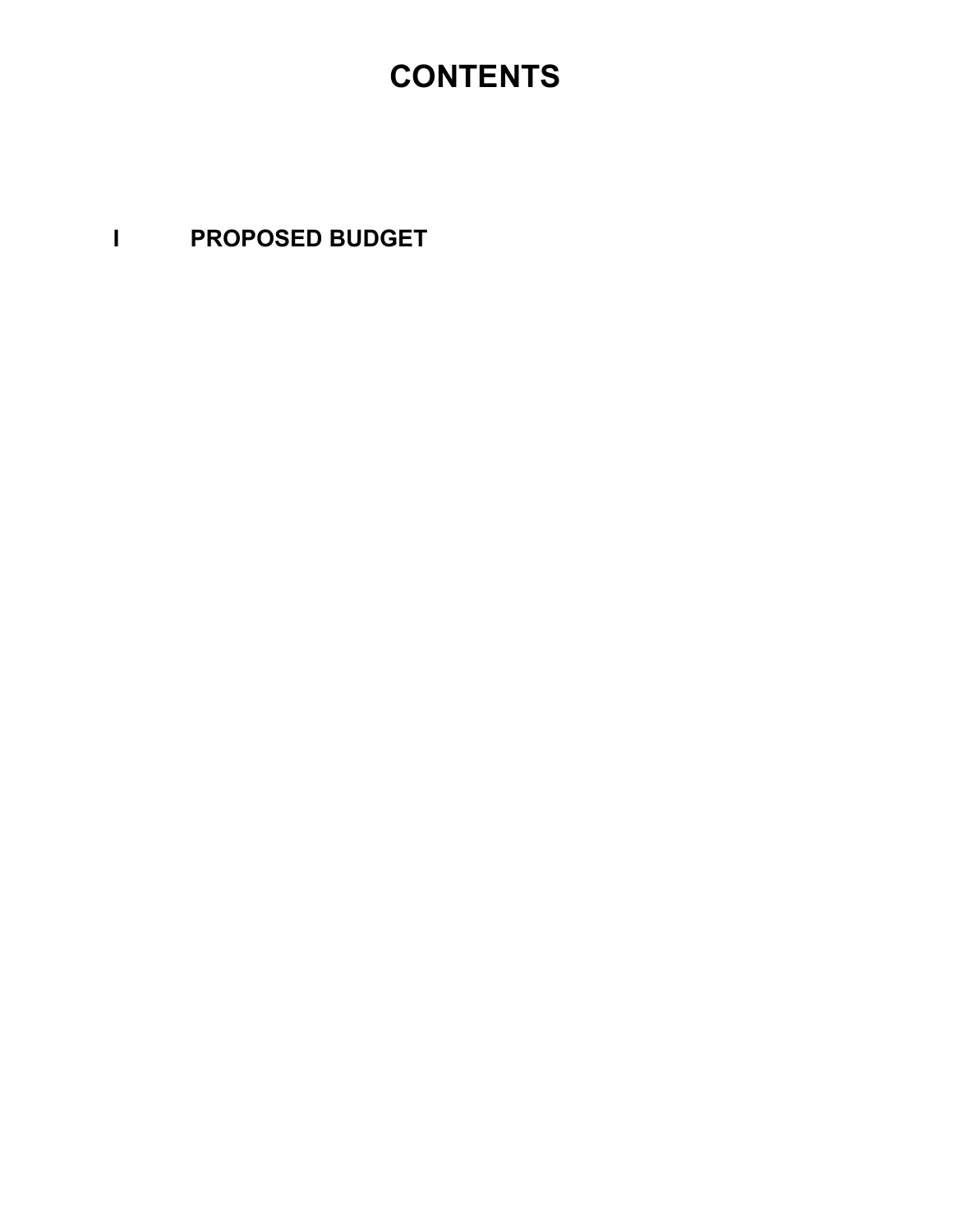# CONTENTS

**I PROPOSED BUDGET**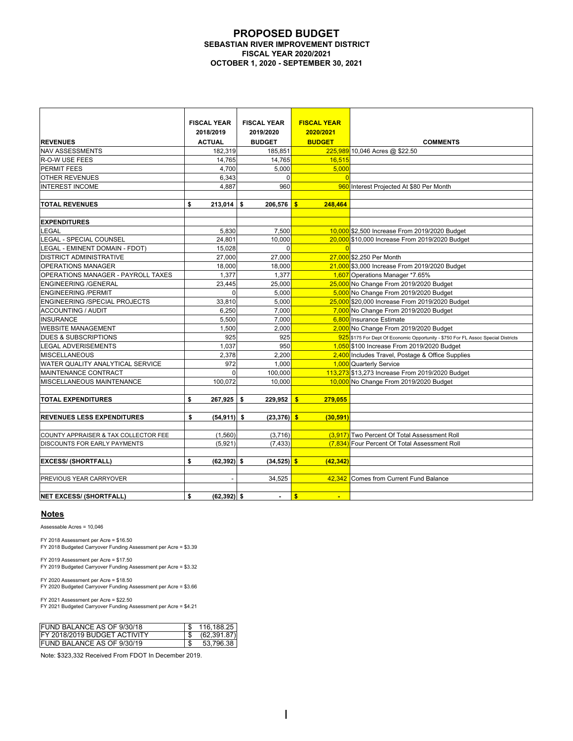# PROPOSED BUDGET

## SEBASTIAN RIVER IMPROVEMENT DISTRICT

## FISCAL YEAR 2020/2021

## OCTOBER 1, 2020 - SEPTEMBER 30, 2021

| REVENUES | FISCAL YEAR 2018/2019 ACTUAL | FISCAL YEAR 2019/2020 BUDGET | FISCAL YEAR 2020/2021 BUDGET | COMMENTS |
|---|---|---|---|---|
| NAV ASSESSMENTS | 182,319 | 185,851 | 225,989 | 10,046 Acres @ $22.50 |
| R-O-W USE FEES | 14,765 | 14,765 | 16,515 | |
| PERMIT FEES | 4,700 | 5,000 | 5,000 | |
| OTHER REVENUES | 6,343 | 0 | 0 | |
| INTEREST INCOME | 4,887 | 960 | 960 | Interest Projected At $80 Per Month |
| | | | | |
| **TOTAL REVENUES** | **$ 213,014** | **$ 206,576** | **$ 248,464** | |
| | | | | |
| **EXPENDITURES** | | | | |
| LEGAL | 5,830 | 7,500 | 10,000 | $2,500 Increase From 2019/2020 Budget |
| LEGAL - SPECIAL COUNSEL | 24,801 | 10,000 | 20,000 | $10,000 Increase From 2019/2020 Budget |
| LEGAL - EMINENT DOMAIN - FDOT) | 15,028 | 0 | 0 | |
| DISTRICT ADMINISTRATIVE | 27,000 | 27,000 | 27,000 | $2,250 Per Month |
| OPERATIONS MANAGER | 18,000 | 18,000 | 21,000 | $3,000 Increase From 2019/2020 Budget |
| OPERATIONS MANAGER - PAYROLL TAXES | 1,377 | 1,377 | 1,607 | Operations Manager *7.65% |
| ENGINEERING /GENERAL | 23,445 | 25,000 | 25,000 | No Change From 2019/2020 Budget |
| ENGINEERING /PERMIT | 0 | 5,000 | 5,000 | No Change From 2019/2020 Budget |
| ENGINEERING /SPECIAL PROJECTS | 33,810 | 5,000 | 25,000 | $20,000 Increase From 2019/2020 Budget |
| ACCOUNTING / AUDIT | 6,250 | 7,000 | 7,000 | No Change From 2019/2020 Budget |
| INSURANCE | 5,500 | 7,000 | 6,800 | Insurance Estimate |
| WEBSITE MANAGEMENT | 1,500 | 2,000 | 2,000 | No Change From 2019/2020 Budget |
| DUES & SUBSCRIPTIONS | 925 | 925 | 925 | $175 For Dept Of Economic Opportunity - $750 For FL Assoc Special Districts |
| LEGAL ADVERISEMENTS | 1,037 | 950 | 1,050 | $100 Increase From 2019/2020 Budget |
| MISCELLANEOUS | 2,378 | 2,200 | 2,400 | Includes Travel, Postage & Office Supplies |
| WATER QUALITY ANALYTICAL SERVICE | 972 | 1,000 | 1,000 | Quarterly Service |
| MAINTENANCE CONTRACT | 0 | 100,000 | 113,273 | $13,273 Increase From 2019/2020 Budget |
| MISCELLANEOUS MAINTENANCE | 100,072 | 10,000 | 10,000 | No Change From 2019/2020 Budget |
| | | | | |
| **TOTAL EXPENDITURES** | **$ 267,925** | **$ 229,952** | **$ 279,055** | |
| | | | | |
| **REVENUES LESS EXPENDITURES** | **$ (54,911)** | **$ (23,376)** | **$ (30,591)** | |
| | | | | |
| COUNTY APPRAISER & TAX COLLECTOR FEE | (1,560) | (3,716) | (3,917) | Two Percent Of Total Assessment Roll |
| DISCOUNTS FOR EARLY PAYMENTS | (5,921) | (7,433) | (7,834) | Four Percent Of Total Assessment Roll |
| | | | | |
| **EXCESS/ (SHORTFALL)** | **$ (62,392)** | **$ (34,525)** | **$ (42,342)** | |
| | | | | |
| PREVIOUS YEAR CARRYOVER | - | 34,525 | 42,342 | Comes from Current Fund Balance |
| | | | | |
| **NET EXCESS/ (SHORTFALL)** | **$ (62,392)** | **$ -** | **$ -** | |

## Notes

Assessable Acres = 10,046

FY 2018 Assessment per Acre = $16.50
FY 2018 Budgeted Carryover Funding Assessment per Acre = $3.39

FY 2019 Assessment per Acre = $17.50
FY 2019 Budgeted Carryover Funding Assessment per Acre = $3.32

FY 2020 Assessment per Acre = $18.50
FY 2020 Budgeted Carryover Funding Assessment per Acre = $3.66

FY 2021 Assessment per Acre = $22.50
FY 2021 Budgeted Carryover Funding Assessment per Acre = $4.21

| | |
|---|---|
| FUND BALANCE AS OF 9/30/18 | $ 116,188.25 |
| FY 2018/2019 BUDGET ACTIVITY | $ (62,391.87) |
| FUND BALANCE AS OF 9/30/19 | $ 53,796.38 |

Note: $323,332 Received From FDOT In December 2019.